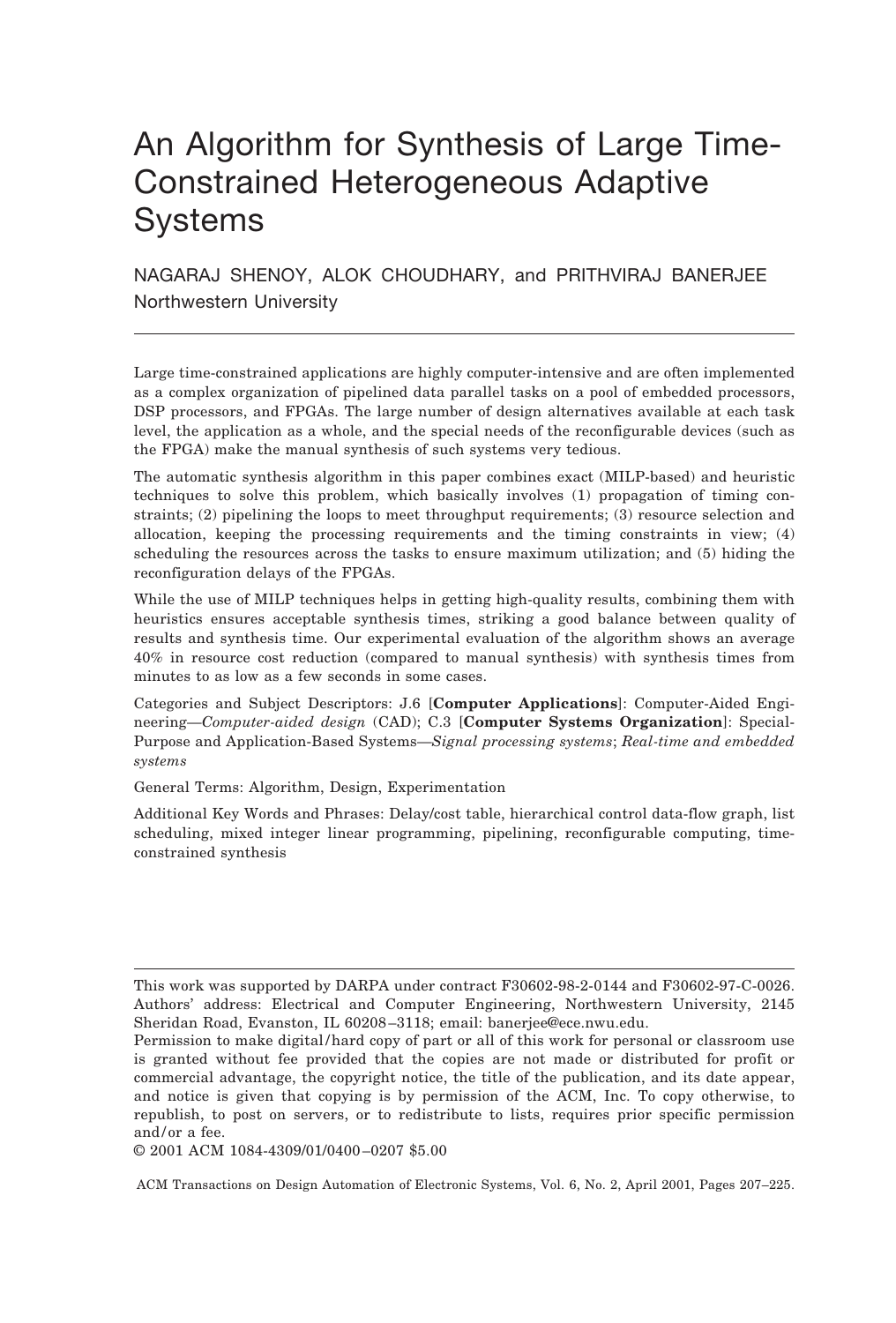# An Algorithm for Synthesis of Large Time-Constrained Heterogeneous Adaptive Systems

NAGARAJ SHENOY, ALOK CHOUDHARY, and PRITHVIRAJ BANERJEE
Northwestern University

---

Large time-constrained applications are highly computer-intensive and are often implemented as a complex organization of pipelined data parallel tasks on a pool of embedded processors, DSP processors, and FPGAs. The large number of design alternatives available at each task level, the application as a whole, and the special needs of the reconfigurable devices (such as the FPGA) make the manual synthesis of such systems very tedious.

The automatic synthesis algorithm in this paper combines exact (MILP-based) and heuristic techniques to solve this problem, which basically involves (1) propagation of timing constraints; (2) pipelining the loops to meet throughput requirements; (3) resource selection and allocation, keeping the processing requirements and the timing constraints in view; (4) scheduling the resources across the tasks to ensure maximum utilization; and (5) hiding the reconfiguration delays of the FPGAs.

While the use of MILP techniques helps in getting high-quality results, combining them with heuristics ensures acceptable synthesis times, striking a good balance between quality of results and synthesis time. Our experimental evaluation of the algorithm shows an average 40% in resource cost reduction (compared to manual synthesis) with synthesis times from minutes to as low as a few seconds in some cases.

Categories and Subject Descriptors: J.6 [**Computer Applications**]: Computer-Aided Engineering—*Computer-aided design* (CAD); C.3 [**Computer Systems Organization**]: Special-Purpose and Application-Based Systems—*Signal processing systems*; *Real-time and embedded systems*

General Terms: Algorithm, Design, Experimentation

Additional Key Words and Phrases: Delay/cost table, hierarchical control data-flow graph, list scheduling, mixed integer linear programming, pipelining, reconfigurable computing, time-constrained synthesis

---

This work was supported by DARPA under contract F30602-98-2-0144 and F30602-97-C-0026.
Authors' address: Electrical and Computer Engineering, Northwestern University, 2145 Sheridan Road, Evanston, IL 60208–3118; email: banerjee@ece.nwu.edu.
Permission to make digital/hard copy of part or all of this work for personal or classroom use is granted without fee provided that the copies are not made or distributed for profit or commercial advantage, the copyright notice, the title of the publication, and its date appear, and notice is given that copying is by permission of the ACM, Inc. To copy otherwise, to republish, to post on servers, or to redistribute to lists, requires prior specific permission and/or a fee.
© 2001 ACM 1084-4309/01/0400–0207 $5.00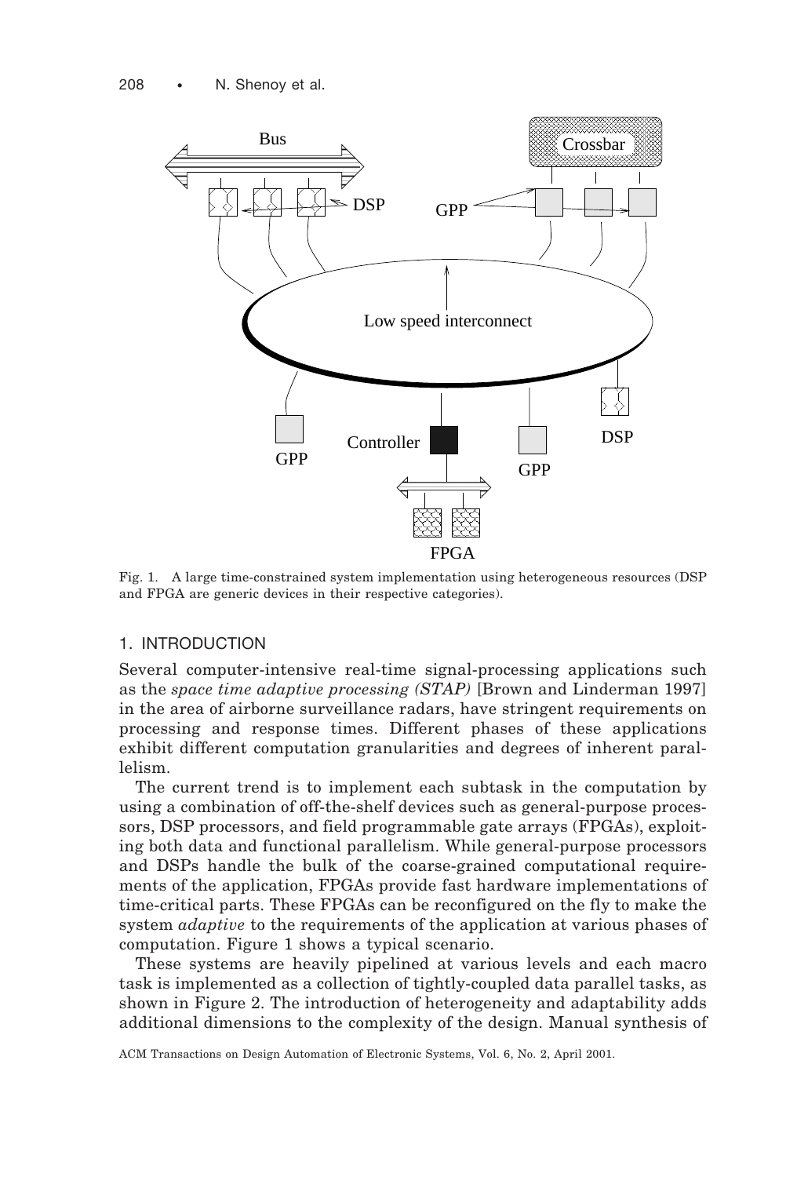Fig. 1. A large time-constrained system implementation using heterogeneous resources (DSP and FPGA are generic devices in their respective categories).

## 1. INTRODUCTION

Several computer-intensive real-time signal-processing applications such as the *space time adaptive processing (STAP)* [Brown and Linderman 1997] in the area of airborne surveillance radars, have stringent requirements on processing and response times. Different phases of these applications exhibit different computation granularities and degrees of inherent parallelism.

The current trend is to implement each subtask in the computation by using a combination of off-the-shelf devices such as general-purpose processors, DSP processors, and field programmable gate arrays (FPGAs), exploiting both data and functional parallelism. While general-purpose processors and DSPs handle the bulk of the coarse-grained computational requirements of the application, FPGAs provide fast hardware implementations of time-critical parts. These FPGAs can be reconfigured on the fly to make the system *adaptive* to the requirements of the application at various phases of computation. Figure 1 shows a typical scenario.

These systems are heavily pipelined at various levels and each macro task is implemented as a collection of tightly-coupled data parallel tasks, as shown in Figure 2. The introduction of heterogeneity and adaptability adds additional dimensions to the complexity of the design. Manual synthesis of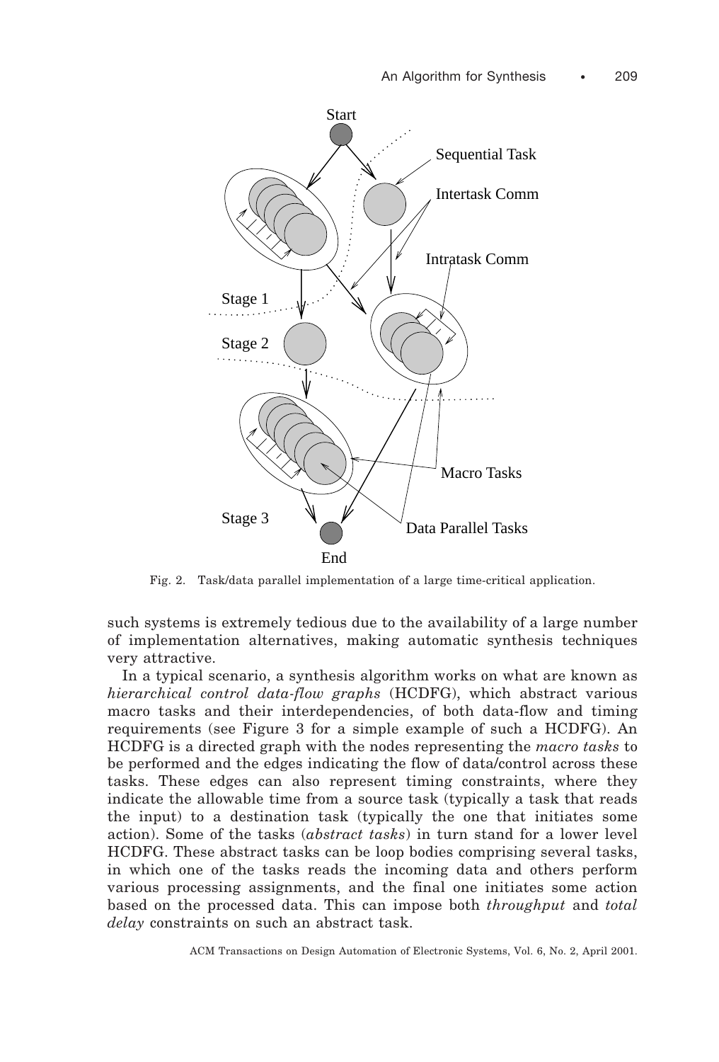Fig. 2. Task/data parallel implementation of a large time-critical application.

such systems is extremely tedious due to the availability of a large number of implementation alternatives, making automatic synthesis techniques very attractive.

In a typical scenario, a synthesis algorithm works on what are known as *hierarchical control data-flow graphs* (HCDFG), which abstract various macro tasks and their interdependencies, of both data-flow and timing requirements (see Figure 3 for a simple example of such a HCDFG). An HCDFG is a directed graph with the nodes representing the *macro tasks* to be performed and the edges indicating the flow of data/control across these tasks. These edges can also represent timing constraints, where they indicate the allowable time from a source task (typically a task that reads the input) to a destination task (typically the one that initiates some action). Some of the tasks (*abstract tasks*) in turn stand for a lower level HCDFG. These abstract tasks can be loop bodies comprising several tasks, in which one of the tasks reads the incoming data and others perform various processing assignments, and the final one initiates some action based on the processed data. This can impose both *throughput* and *total delay* constraints on such an abstract task.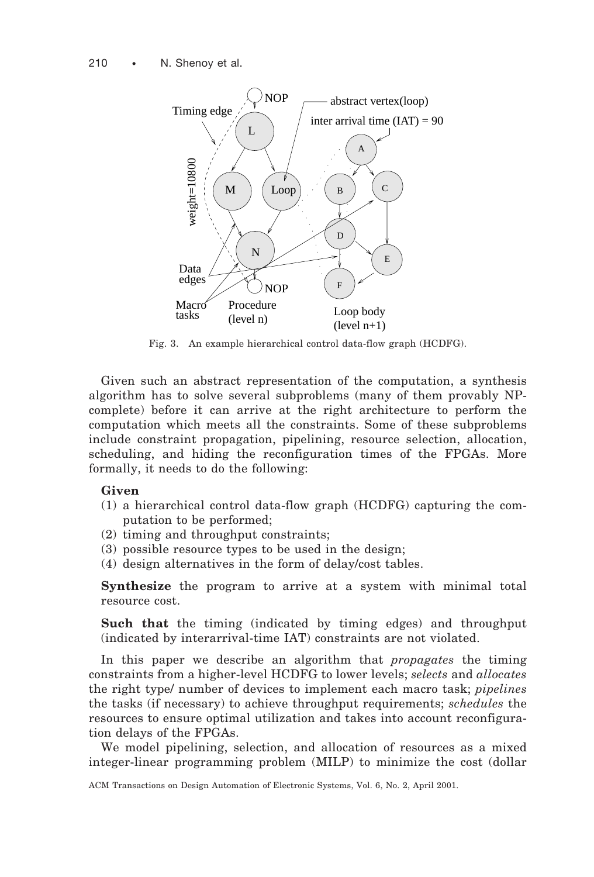Fig. 3. An example hierarchical control data-flow graph (HCDFG).

Given such an abstract representation of the computation, a synthesis algorithm has to solve several subproblems (many of them provably NP-complete) before it can arrive at the right architecture to perform the computation which meets all the constraints. Some of these subproblems include constraint propagation, pipelining, resource selection, allocation, scheduling, and hiding the reconfiguration times of the FPGAs. More formally, it needs to do the following:

**Given**

(1) a hierarchical control data-flow graph (HCDFG) capturing the computation to be performed;
(2) timing and throughput constraints;
(3) possible resource types to be used in the design;
(4) design alternatives in the form of delay/cost tables.

**Synthesize** the program to arrive at a system with minimal total resource cost.

**Such that** the timing (indicated by timing edges) and throughput (indicated by interarrival-time IAT) constraints are not violated.

In this paper we describe an algorithm that *propagates* the timing constraints from a higher-level HCDFG to lower levels; *selects* and *allocates* the right type/ number of devices to implement each macro task; *pipelines* the tasks (if necessary) to achieve throughput requirements; *schedules* the resources to ensure optimal utilization and takes into account reconfiguration delays of the FPGAs.

We model pipelining, selection, and allocation of resources as a mixed integer-linear programming problem (MILP) to minimize the cost (dollar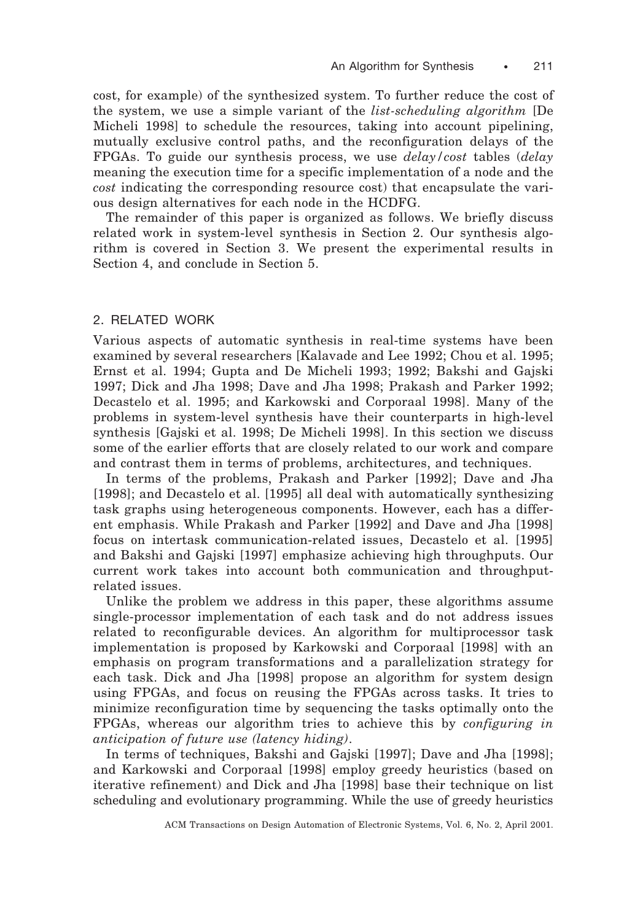cost, for example) of the synthesized system. To further reduce the cost of the system, we use a simple variant of the *list-scheduling algorithm* [De Micheli 1998] to schedule the resources, taking into account pipelining, mutually exclusive control paths, and the reconfiguration delays of the FPGAs. To guide our synthesis process, we use *delay/cost* tables (*delay* meaning the execution time for a specific implementation of a node and the *cost* indicating the corresponding resource cost) that encapsulate the various design alternatives for each node in the HCDFG.

The remainder of this paper is organized as follows. We briefly discuss related work in system-level synthesis in Section 2. Our synthesis algorithm is covered in Section 3. We present the experimental results in Section 4, and conclude in Section 5.

## 2. RELATED WORK

Various aspects of automatic synthesis in real-time systems have been examined by several researchers [Kalavade and Lee 1992; Chou et al. 1995; Ernst et al. 1994; Gupta and De Micheli 1993; 1992; Bakshi and Gajski 1997; Dick and Jha 1998; Dave and Jha 1998; Prakash and Parker 1992; Decastelo et al. 1995; and Karkowski and Corporaal 1998]. Many of the problems in system-level synthesis have their counterparts in high-level synthesis [Gajski et al. 1998; De Micheli 1998]. In this section we discuss some of the earlier efforts that are closely related to our work and compare and contrast them in terms of problems, architectures, and techniques.

In terms of the problems, Prakash and Parker [1992]; Dave and Jha [1998]; and Decastelo et al. [1995] all deal with automatically synthesizing task graphs using heterogeneous components. However, each has a different emphasis. While Prakash and Parker [1992] and Dave and Jha [1998] focus on intertask communication-related issues, Decastelo et al. [1995] and Bakshi and Gajski [1997] emphasize achieving high throughputs. Our current work takes into account both communication and throughput-related issues.

Unlike the problem we address in this paper, these algorithms assume single-processor implementation of each task and do not address issues related to reconfigurable devices. An algorithm for multiprocessor task implementation is proposed by Karkowski and Corporaal [1998] with an emphasis on program transformations and a parallelization strategy for each task. Dick and Jha [1998] propose an algorithm for system design using FPGAs, and focus on reusing the FPGAs across tasks. It tries to minimize reconfiguration time by sequencing the tasks optimally onto the FPGAs, whereas our algorithm tries to achieve this by *configuring in anticipation of future use (latency hiding)*.

In terms of techniques, Bakshi and Gajski [1997]; Dave and Jha [1998]; and Karkowski and Corporaal [1998] employ greedy heuristics (based on iterative refinement) and Dick and Jha [1998] base their technique on list scheduling and evolutionary programming. While the use of greedy heuristics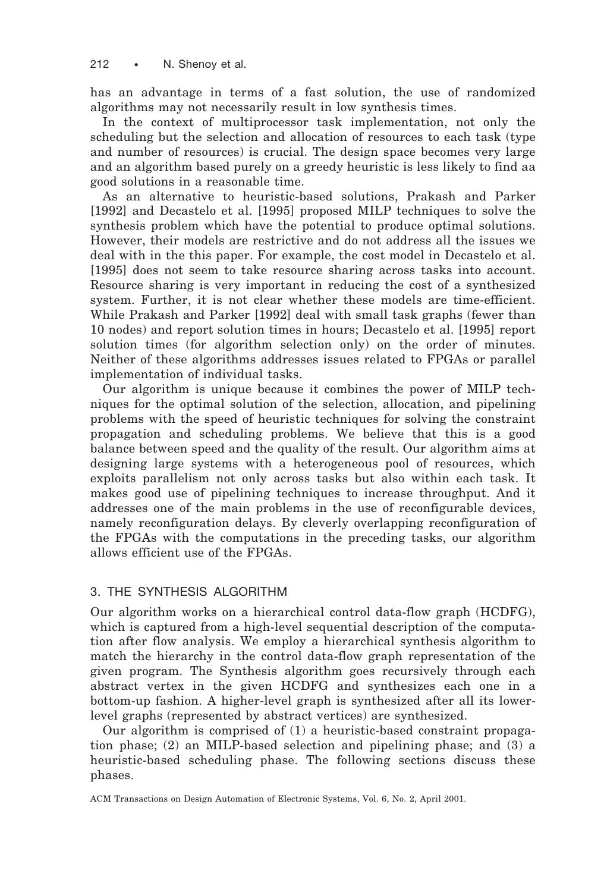has an advantage in terms of a fast solution, the use of randomized algorithms may not necessarily result in low synthesis times.

In the context of multiprocessor task implementation, not only the scheduling but the selection and allocation of resources to each task (type and number of resources) is crucial. The design space becomes very large and an algorithm based purely on a greedy heuristic is less likely to find aa good solutions in a reasonable time.

As an alternative to heuristic-based solutions, Prakash and Parker [1992] and Decastelo et al. [1995] proposed MILP techniques to solve the synthesis problem which have the potential to produce optimal solutions. However, their models are restrictive and do not address all the issues we deal with in the this paper. For example, the cost model in Decastelo et al. [1995] does not seem to take resource sharing across tasks into account. Resource sharing is very important in reducing the cost of a synthesized system. Further, it is not clear whether these models are time-efficient. While Prakash and Parker [1992] deal with small task graphs (fewer than 10 nodes) and report solution times in hours; Decastelo et al. [1995] report solution times (for algorithm selection only) on the order of minutes. Neither of these algorithms addresses issues related to FPGAs or parallel implementation of individual tasks.

Our algorithm is unique because it combines the power of MILP techniques for the optimal solution of the selection, allocation, and pipelining problems with the speed of heuristic techniques for solving the constraint propagation and scheduling problems. We believe that this is a good balance between speed and the quality of the result. Our algorithm aims at designing large systems with a heterogeneous pool of resources, which exploits parallelism not only across tasks but also within each task. It makes good use of pipelining techniques to increase throughput. And it addresses one of the main problems in the use of reconfigurable devices, namely reconfiguration delays. By cleverly overlapping reconfiguration of the FPGAs with the computations in the preceding tasks, our algorithm allows efficient use of the FPGAs.

## 3. THE SYNTHESIS ALGORITHM

Our algorithm works on a hierarchical control data-flow graph (HCDFG), which is captured from a high-level sequential description of the computation after flow analysis. We employ a hierarchical synthesis algorithm to match the hierarchy in the control data-flow graph representation of the given program. The Synthesis algorithm goes recursively through each abstract vertex in the given HCDFG and synthesizes each one in a bottom-up fashion. A higher-level graph is synthesized after all its lower-level graphs (represented by abstract vertices) are synthesized.

Our algorithm is comprised of (1) a heuristic-based constraint propagation phase; (2) an MILP-based selection and pipelining phase; and (3) a heuristic-based scheduling phase. The following sections discuss these phases.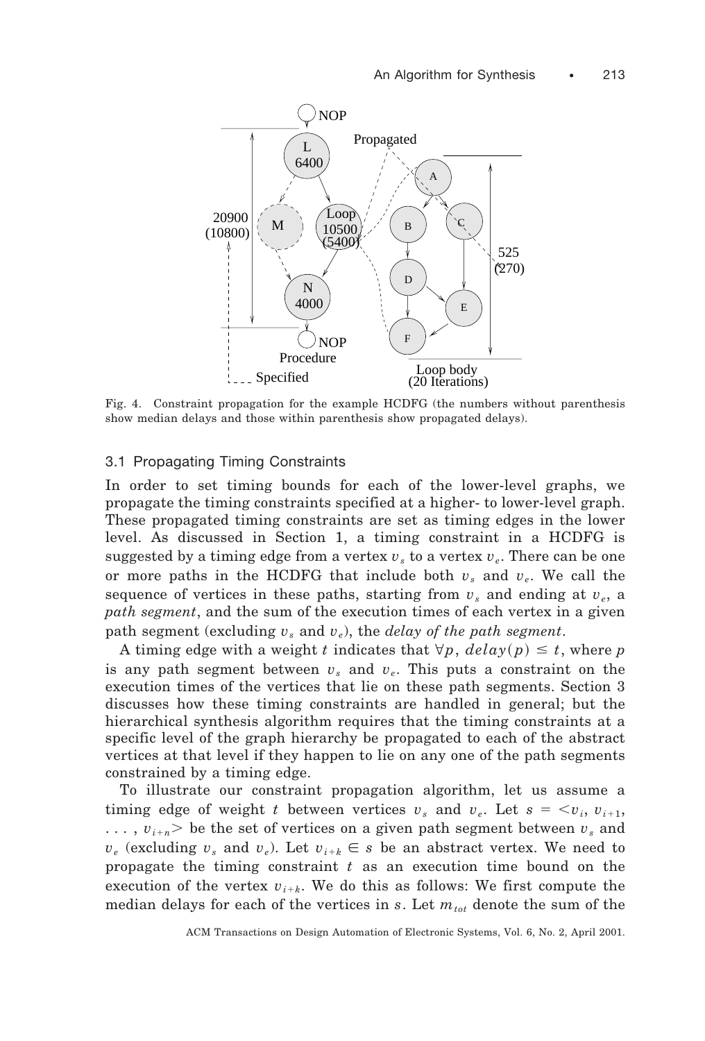Fig. 4. Constraint propagation for the example HCDFG (the numbers without parenthesis show median delays and those within parenthesis show propagated delays).

### 3.1 Propagating Timing Constraints

In order to set timing bounds for each of the lower-level graphs, we propagate the timing constraints specified at a higher- to lower-level graph. These propagated timing constraints are set as timing edges in the lower level. As discussed in Section 1, a timing constraint in a HCDFG is suggested by a timing edge from a vertex $v_s$ to a vertex $v_e$. There can be one or more paths in the HCDFG that include both $v_s$ and $v_e$. We call the sequence of vertices in these paths, starting from $v_s$ and ending at $v_e$, a *path segment*, and the sum of the execution times of each vertex in a given path segment (excluding $v_s$ and $v_e$), the *delay of the path segment*.

A timing edge with a weight $t$ indicates that $\forall p$, $delay(p) \leq t$, where $p$ is any path segment between $v_s$ and $v_e$. This puts a constraint on the execution times of the vertices that lie on these path segments. Section 3 discusses how these timing constraints are handled in general; but the hierarchical synthesis algorithm requires that the timing constraints at a specific level of the graph hierarchy be propagated to each of the abstract vertices at that level if they happen to lie on any one of the path segments constrained by a timing edge.

To illustrate our constraint propagation algorithm, let us assume a timing edge of weight $t$ between vertices $v_s$ and $v_e$. Let $s = \langle v_i, v_{i+1}, \ldots, v_{i+n} \rangle$ be the set of vertices on a given path segment between $v_s$ and $v_e$ (excluding $v_s$ and $v_e$). Let $v_{i+k} \in s$ be an abstract vertex. We need to propagate the timing constraint $t$ as an execution time bound on the execution of the vertex $v_{i+k}$. We do this as follows: We first compute the median delays for each of the vertices in $s$. Let $m_{tot}$ denote the sum of the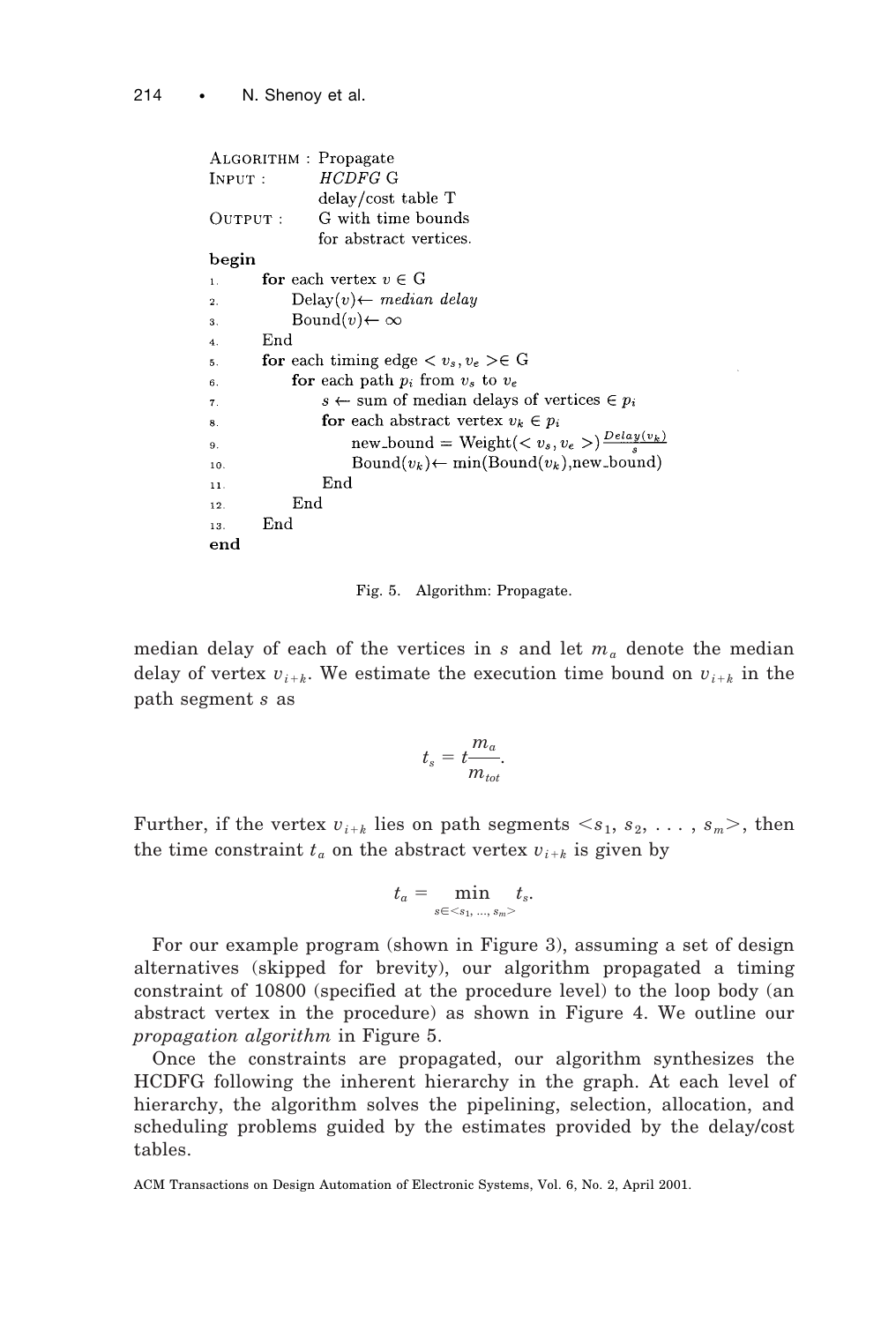```
ALGORITHM : Propagate
INPUT :     HCDFG G
            delay/cost table T
OUTPUT :    G with time bounds
            for abstract vertices.
begin
1.   for each vertex v ∈ G
2.       Delay(v)← median delay
3.       Bound(v)← ∞
4.   End
5.   for each timing edge < v_s, v_e >∈ G
6.       for each path p_i from v_s to v_e
7.           s ← sum of median delays of vertices ∈ p_i
8.           for each abstract vertex v_k ∈ p_i
9.               new_bound = Weight(< v_s, v_e >) Delay(v_k)/s
10.              Bound(v_k)← min(Bound(v_k),new_bound)
11.          End
12.      End
13.  End
end
```

Fig. 5. Algorithm: Propagate.

median delay of each of the vertices in $s$ and let $m_a$ denote the median delay of vertex $v_{i+k}$. We estimate the execution time bound on $v_{i+k}$ in the path segment $s$ as

$$t_s = t\frac{m_a}{m_{tot}}.$$

Further, if the vertex $v_{i+k}$ lies on path segments $<s_1, s_2, \ldots, s_m>$, then the time constraint $t_a$ on the abstract vertex $v_{i+k}$ is given by

$$t_a = \min_{s \in <s_1, \ldots, s_m>} t_s.$$

For our example program (shown in Figure 3), assuming a set of design alternatives (skipped for brevity), our algorithm propagated a timing constraint of 10800 (specified at the procedure level) to the loop body (an abstract vertex in the procedure) as shown in Figure 4. We outline our *propagation algorithm* in Figure 5.

Once the constraints are propagated, our algorithm synthesizes the HCDFG following the inherent hierarchy in the graph. At each level of hierarchy, the algorithm solves the pipelining, selection, allocation, and scheduling problems guided by the estimates provided by the delay/cost tables.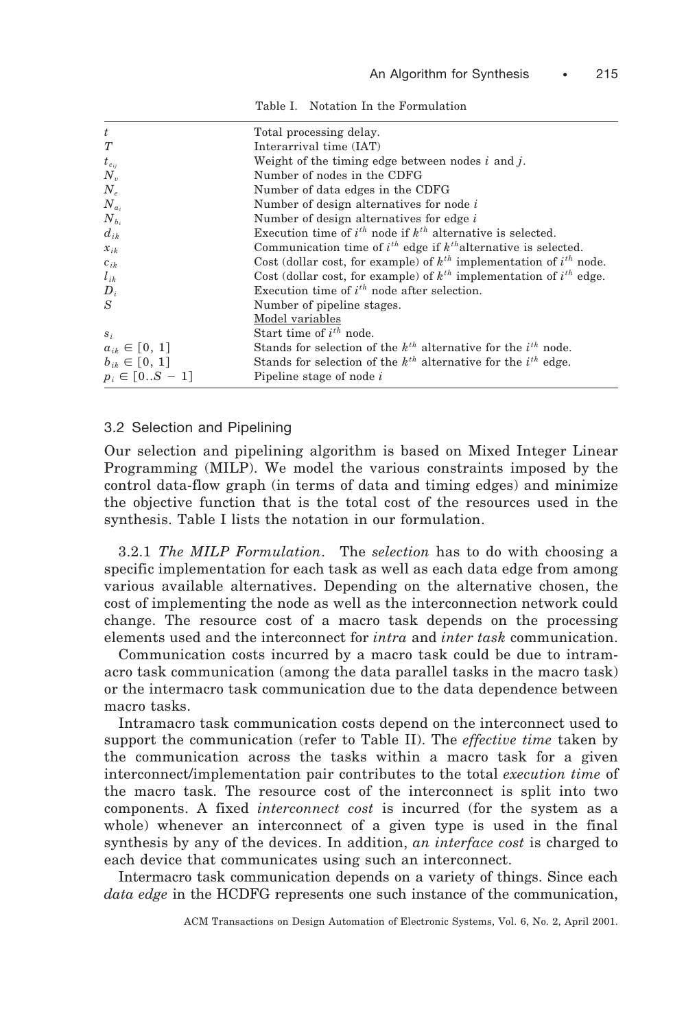Table I. Notation In the Formulation

| | |
|---|---|
| $t$ | Total processing delay. |
| $T$ | Interarrival time (IAT) |
| $t_{c_{ij}}$ | Weight of the timing edge between nodes $i$ and $j$. |
| $N_v$ | Number of nodes in the CDFG |
| $N_e$ | Number of data edges in the CDFG |
| $N_{a_i}$ | Number of design alternatives for node $i$ |
| $N_{b_i}$ | Number of design alternatives for edge $i$ |
| $d_{ik}$ | Execution time of $i^{th}$ node if $k^{th}$ alternative is selected. |
| $x_{ik}$ | Communication time of $i^{th}$ edge if $k^{th}$alternative is selected. |
| $c_{ik}$ | Cost (dollar cost, for example) of $k^{th}$ implementation of $i^{th}$ node. |
| $l_{ik}$ | Cost (dollar cost, for example) of $k^{th}$ implementation of $i^{th}$ edge. |
| $D_i$ | Execution time of $i^{th}$ node after selection. |
| $S$ | Number of pipeline stages. |
| | Model variables |
| $s_i$ | Start time of $i^{th}$ node. |
| $a_{ik} \in [0, 1]$ | Stands for selection of the $k^{th}$ alternative for the $i^{th}$ node. |
| $b_{ik} \in [0, 1]$ | Stands for selection of the $k^{th}$ alternative for the $i^{th}$ edge. |
| $p_i \in [0..S - 1]$ | Pipeline stage of node $i$ |

### 3.2 Selection and Pipelining

Our selection and pipelining algorithm is based on Mixed Integer Linear Programming (MILP). We model the various constraints imposed by the control data-flow graph (in terms of data and timing edges) and minimize the objective function that is the total cost of the resources used in the synthesis. Table I lists the notation in our formulation.

3.2.1 *The MILP Formulation*. The *selection* has to do with choosing a specific implementation for each task as well as each data edge from among various available alternatives. Depending on the alternative chosen, the cost of implementing the node as well as the interconnection network could change. The resource cost of a macro task depends on the processing elements used and the interconnect for *intra* and *inter task* communication.

Communication costs incurred by a macro task could be due to intramacro task communication (among the data parallel tasks in the macro task) or the intermacro task communication due to the data dependence between macro tasks.

Intramacro task communication costs depend on the interconnect used to support the communication (refer to Table II). The *effective time* taken by the communication across the tasks within a macro task for a given interconnect/implementation pair contributes to the total *execution time* of the macro task. The resource cost of the interconnect is split into two components. A fixed *interconnect cost* is incurred (for the system as a whole) whenever an interconnect of a given type is used in the final synthesis by any of the devices. In addition, *an interface cost* is charged to each device that communicates using such an interconnect.

Intermacro task communication depends on a variety of things. Since each *data edge* in the HCDFG represents one such instance of the communication,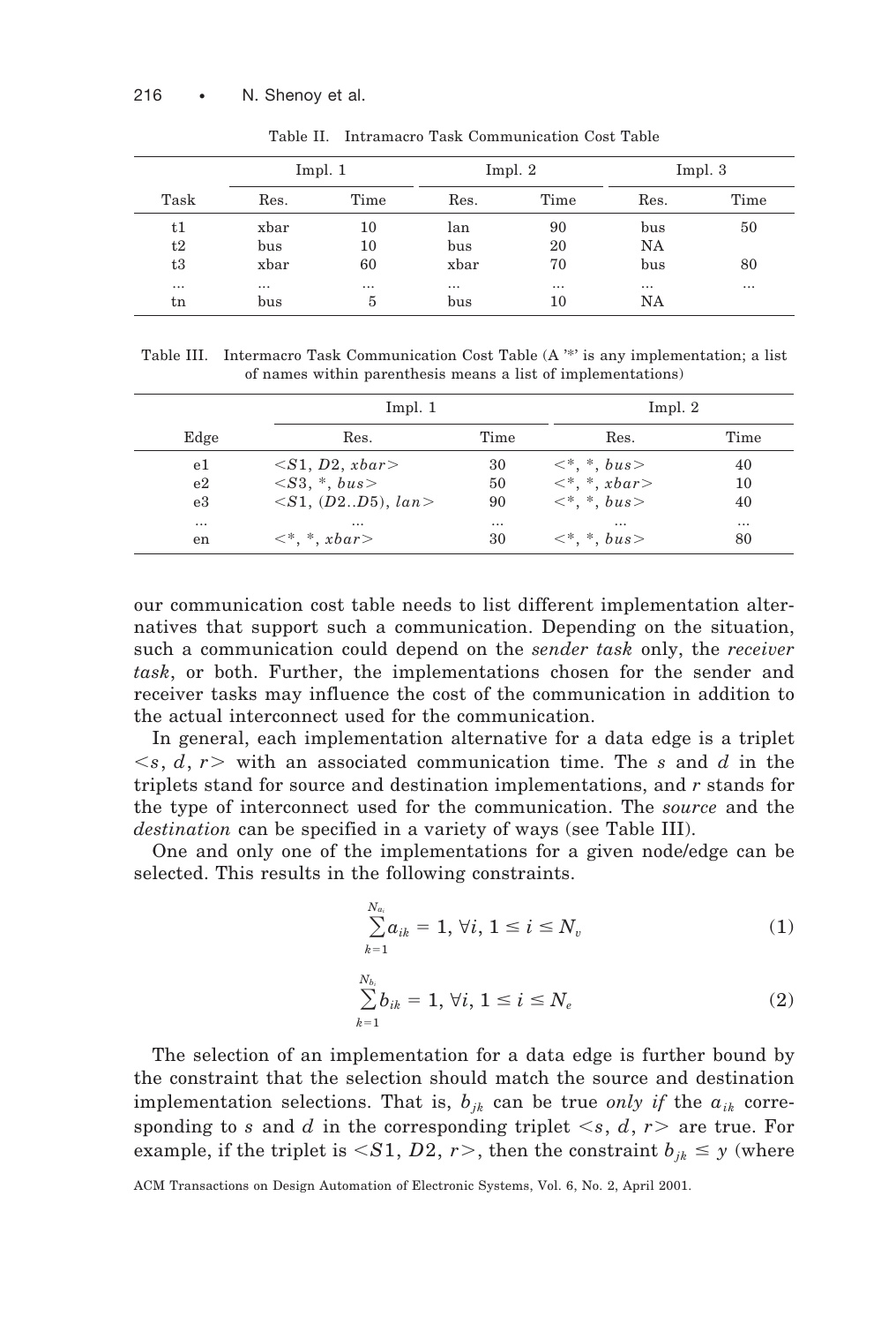Table II. Intramacro Task Communication Cost Table

| | Impl. 1 | | Impl. 2 | | Impl. 3 | |
|---|---|---|---|---|---|---|
| Task | Res. | Time | Res. | Time | Res. | Time |
| t1 | xbar | 10 | lan | 90 | bus | 50 |
| t2 | bus | 10 | bus | 20 | NA | |
| t3 | xbar | 60 | xbar | 70 | bus | 80 |
| ... | ... | ... | ... | ... | ... | ... |
| tn | bus | 5 | bus | 10 | NA | |

Table III. Intermacro Task Communication Cost Table (A '*' is any implementation; a list of names within parenthesis means a list of implementations)

| | Impl. 1 | | Impl. 2 | |
|---|---|---|---|---|
| Edge | Res. | Time | Res. | Time |
| e1 | $<S1, D2, xbar>$ | 30 | $<*, *, bus>$ | 40 |
| e2 | $<S3, *, bus>$ | 50 | $<*, *, xbar>$ | 10 |
| e3 | $<S1, (D2..D5), lan>$ | 90 | $<*, *, bus>$ | 40 |
| ... | ... | ... | ... | ... |
| en | $<*, *, xbar>$ | 30 | $<*, *, bus>$ | 80 |

our communication cost table needs to list different implementation alternatives that support such a communication. Depending on the situation, such a communication could depend on the *sender task* only, the *receiver task*, or both. Further, the implementations chosen for the sender and receiver tasks may influence the cost of the communication in addition to the actual interconnect used for the communication.

In general, each implementation alternative for a data edge is a triplet $<s, d, r>$ with an associated communication time. The $s$ and $d$ in the triplets stand for source and destination implementations, and $r$ stands for the type of interconnect used for the communication. The *source* and the *destination* can be specified in a variety of ways (see Table III).

One and only one of the implementations for a given node/edge can be selected. This results in the following constraints.

$$\sum_{k=1}^{N_{a_i}} a_{ik} = 1, \forall i, 1 \le i \le N_v \tag{1}$$

$$\sum_{k=1}^{N_{b_i}} b_{ik} = 1, \forall i, 1 \le i \le N_e \tag{2}$$

The selection of an implementation for a data edge is further bound by the constraint that the selection should match the source and destination implementation selections. That is, $b_{jk}$ can be true *only if* the $a_{ik}$ corresponding to $s$ and $d$ in the corresponding triplet $<s, d, r>$ are true. For example, if the triplet is $<S1, D2, r>$, then the constraint $b_{jk} \le y$ (where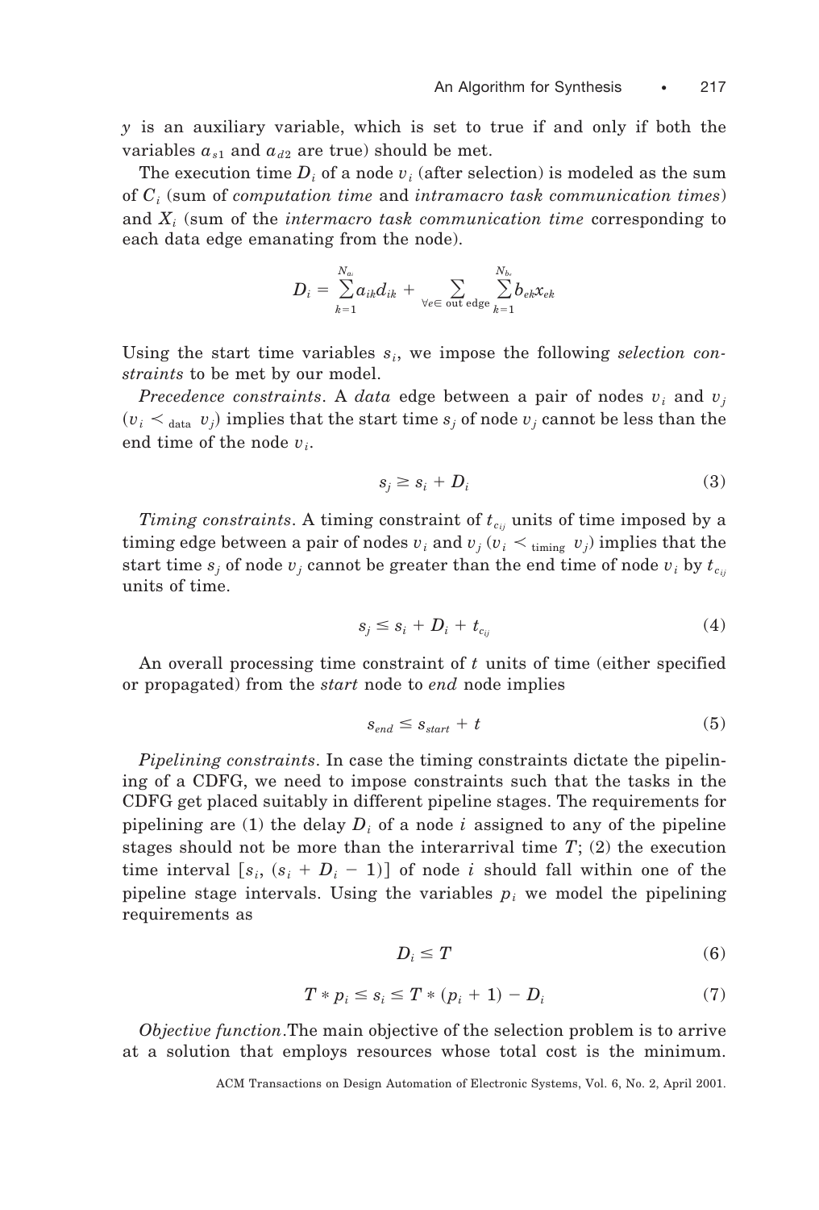$y$ is an auxiliary variable, which is set to true if and only if both the variables $a_{s1}$ and $a_{d2}$ are true) should be met.

The execution time $D_i$ of a node $v_i$ (after selection) is modeled as the sum of $C_i$ (sum of *computation time* and *intramacro task communication times*) and $X_i$ (sum of the *intermacro task communication time* corresponding to each data edge emanating from the node).

$$D_i = \sum_{k=1}^{N_{a_i}} a_{ik} d_{ik} + \sum_{\forall e \in \text{ out edge}} \sum_{k=1}^{N_{b_e}} b_{ek} x_{ek}$$

Using the start time variables $s_i$, we impose the following *selection constraints* to be met by our model.

*Precedence constraints*. A *data* edge between a pair of nodes $v_i$ and $v_j$ ($v_i \prec_{\text{data}} v_j$) implies that the start time $s_j$ of node $v_j$ cannot be less than the end time of the node $v_i$.

$$s_j \geq s_i + D_i \tag{3}$$

*Timing constraints*. A timing constraint of $t_{c_{ij}}$ units of time imposed by a timing edge between a pair of nodes $v_i$ and $v_j$ ($v_i \prec_{\text{timing}} v_j$) implies that the start time $s_j$ of node $v_j$ cannot be greater than the end time of node $v_i$ by $t_{c_{ij}}$ units of time.

$$s_j \leq s_i + D_i + t_{c_{ij}} \tag{4}$$

An overall processing time constraint of $t$ units of time (either specified or propagated) from the *start* node to *end* node implies

$$s_{end} \leq s_{start} + t \tag{5}$$

*Pipelining constraints*. In case the timing constraints dictate the pipelining of a CDFG, we need to impose constraints such that the tasks in the CDFG get placed suitably in different pipeline stages. The requirements for pipelining are (1) the delay $D_i$ of a node $i$ assigned to any of the pipeline stages should not be more than the interarrival time $T$; (2) the execution time interval $[s_i, (s_i + D_i - 1)]$ of node $i$ should fall within one of the pipeline stage intervals. Using the variables $p_i$ we model the pipelining requirements as

$$D_i \leq T \tag{6}$$

$$T * p_i \leq s_i \leq T * (p_i + 1) - D_i \tag{7}$$

*Objective function*.The main objective of the selection problem is to arrive at a solution that employs resources whose total cost is the minimum.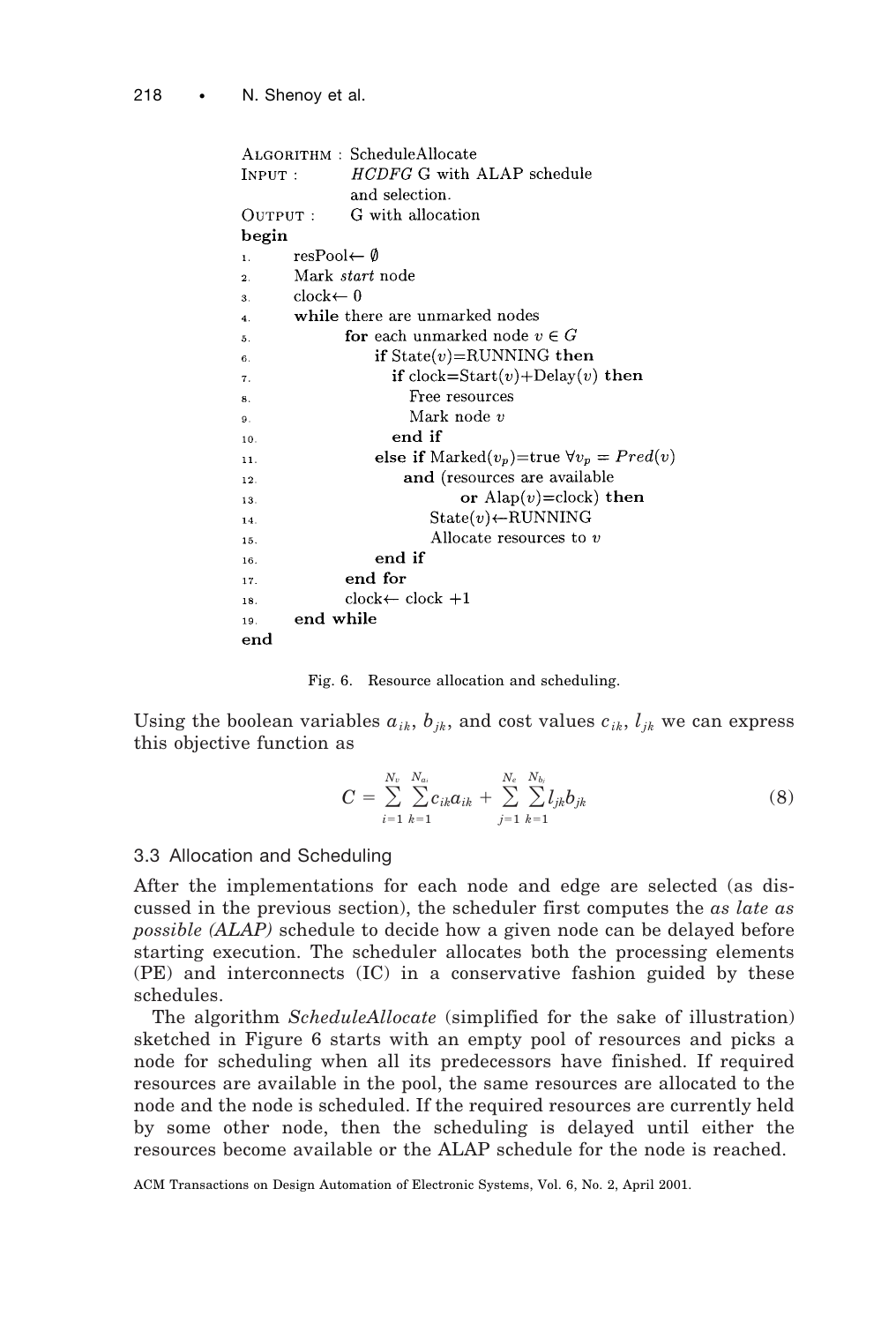```
ALGORITHM : ScheduleAllocate
INPUT :     HCDFG G with ALAP schedule
            and selection.
OUTPUT :    G with allocation
begin
1.    resPool← ∅
2.    Mark start node
3.    clock← 0
4.    while there are unmarked nodes
5.        for each unmarked node v ∈ G
6.            if State(v)=RUNNING then
7.                if clock=Start(v)+Delay(v) then
8.                    Free resources
9.                    Mark node v
10.               end if
11.           else if Marked(v_p)=true ∀v_p = Pred(v)
12.               and (resources are available
13.                   or Alap(v)=clock) then
14.                   State(v)←RUNNING
15.                   Allocate resources to v
16.           end if
17.       end for
18.       clock← clock +1
19.   end while
end
```

Fig. 6. Resource allocation and scheduling.

Using the boolean variables $a_{ik}$, $b_{jk}$, and cost values $c_{ik}$, $l_{jk}$ we can express this objective function as

$$C = \sum_{i=1}^{N_v} \sum_{k=1}^{N_{a_i}} c_{ik} a_{ik} + \sum_{j=1}^{N_e} \sum_{k=1}^{N_{b_j}} l_{jk} b_{jk} \tag{8}$$

### 3.3 Allocation and Scheduling

After the implementations for each node and edge are selected (as discussed in the previous section), the scheduler first computes the *as late as possible (ALAP)* schedule to decide how a given node can be delayed before starting execution. The scheduler allocates both the processing elements (PE) and interconnects (IC) in a conservative fashion guided by these schedules.

The algorithm *ScheduleAllocate* (simplified for the sake of illustration) sketched in Figure 6 starts with an empty pool of resources and picks a node for scheduling when all its predecessors have finished. If required resources are available in the pool, the same resources are allocated to the node and the node is scheduled. If the required resources are currently held by some other node, then the scheduling is delayed until either the resources become available or the ALAP schedule for the node is reached.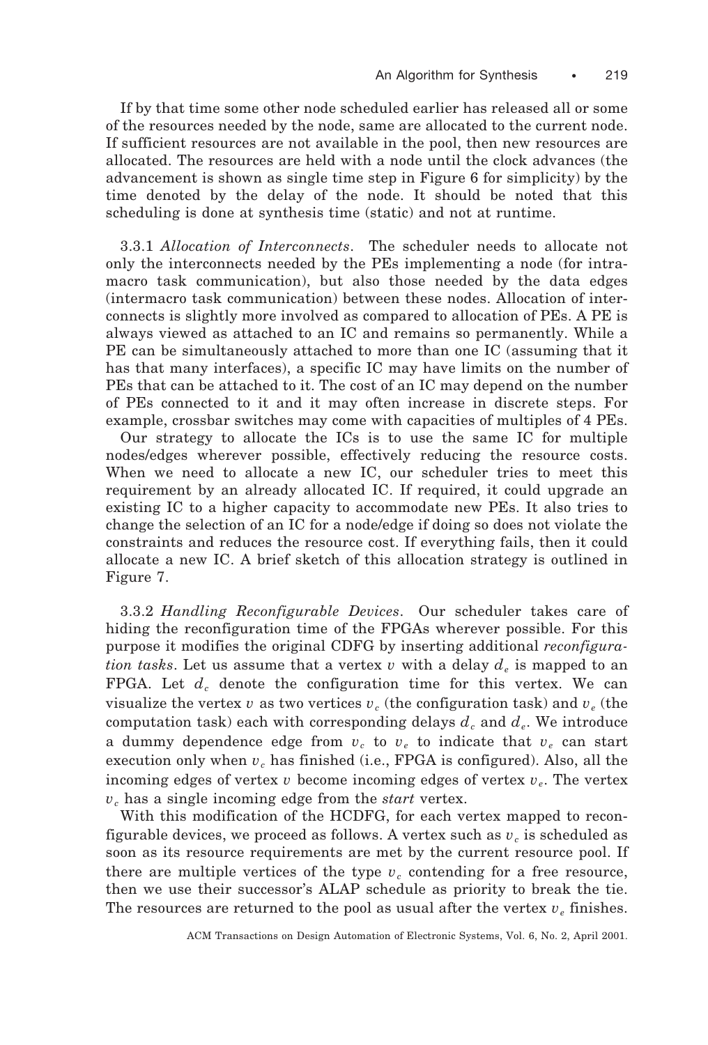If by that time some other node scheduled earlier has released all or some of the resources needed by the node, same are allocated to the current node. If sufficient resources are not available in the pool, then new resources are allocated. The resources are held with a node until the clock advances (the advancement is shown as single time step in Figure 6 for simplicity) by the time denoted by the delay of the node. It should be noted that this scheduling is done at synthesis time (static) and not at runtime.

3.3.1 *Allocation of Interconnects*. The scheduler needs to allocate not only the interconnects needed by the PEs implementing a node (for intramacro task communication), but also those needed by the data edges (intermacro task communication) between these nodes. Allocation of interconnects is slightly more involved as compared to allocation of PEs. A PE is always viewed as attached to an IC and remains so permanently. While a PE can be simultaneously attached to more than one IC (assuming that it has that many interfaces), a specific IC may have limits on the number of PEs that can be attached to it. The cost of an IC may depend on the number of PEs connected to it and it may often increase in discrete steps. For example, crossbar switches may come with capacities of multiples of 4 PEs.

Our strategy to allocate the ICs is to use the same IC for multiple nodes/edges wherever possible, effectively reducing the resource costs. When we need to allocate a new IC, our scheduler tries to meet this requirement by an already allocated IC. If required, it could upgrade an existing IC to a higher capacity to accommodate new PEs. It also tries to change the selection of an IC for a node/edge if doing so does not violate the constraints and reduces the resource cost. If everything fails, then it could allocate a new IC. A brief sketch of this allocation strategy is outlined in Figure 7.

3.3.2 *Handling Reconfigurable Devices*. Our scheduler takes care of hiding the reconfiguration time of the FPGAs wherever possible. For this purpose it modifies the original CDFG by inserting additional *reconfiguration tasks*. Let us assume that a vertex $v$ with a delay $d_e$ is mapped to an FPGA. Let $d_c$ denote the configuration time for this vertex. We can visualize the vertex $v$ as two vertices $v_c$ (the configuration task) and $v_e$ (the computation task) each with corresponding delays $d_c$ and $d_e$. We introduce a dummy dependence edge from $v_c$ to $v_e$ to indicate that $v_e$ can start execution only when $v_c$ has finished (i.e., FPGA is configured). Also, all the incoming edges of vertex $v$ become incoming edges of vertex $v_e$. The vertex $v_c$ has a single incoming edge from the *start* vertex.

With this modification of the HCDFG, for each vertex mapped to reconfigurable devices, we proceed as follows. A vertex such as $v_c$ is scheduled as soon as its resource requirements are met by the current resource pool. If there are multiple vertices of the type $v_c$ contending for a free resource, then we use their successor's ALAP schedule as priority to break the tie. The resources are returned to the pool as usual after the vertex $v_e$ finishes.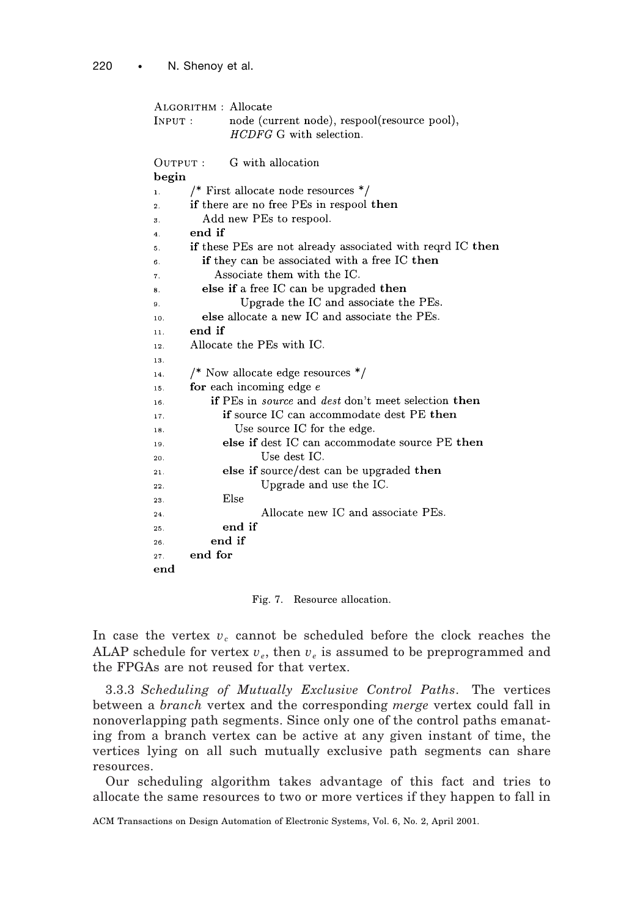```
ALGORITHM : Allocate
INPUT :     node (current node), respool(resource pool),
            HCDFG G with selection.

OUTPUT :    G with allocation
begin
1.    /* First allocate node resources */
2.    if there are no free PEs in respool then
3.      Add new PEs to respool.
4.    end if
5.    if these PEs are not already associated with reqrd IC then
6.      if they can be associated with a free IC then
7.        Associate them with the IC.
8.      else if a free IC can be upgraded then
9.            Upgrade the IC and associate the PEs.
10.     else allocate a new IC and associate the PEs.
11.   end if
12.   Allocate the PEs with IC.
13.
14.   /* Now allocate edge resources */
15.   for each incoming edge e
16.     if PEs in source and dest don't meet selection then
17.       if source IC can accommodate dest PE then
18.         Use source IC for the edge.
19.       else if dest IC can accommodate source PE then
20.             Use dest IC.
21.       else if source/dest can be upgraded then
22.             Upgrade and use the IC.
23.       Else
24.             Allocate new IC and associate PEs.
25.       end if
26.     end if
27.   end for
end
```

Fig. 7. Resource allocation.

In case the vertex $v_c$ cannot be scheduled before the clock reaches the ALAP schedule for vertex $v_e$, then $v_e$ is assumed to be preprogrammed and the FPGAs are not reused for that vertex.

3.3.3 *Scheduling of Mutually Exclusive Control Paths*. The vertices between a *branch* vertex and the corresponding *merge* vertex could fall in nonoverlapping path segments. Since only one of the control paths emanating from a branch vertex can be active at any given instant of time, the vertices lying on all such mutually exclusive path segments can share resources.

Our scheduling algorithm takes advantage of this fact and tries to allocate the same resources to two or more vertices if they happen to fall in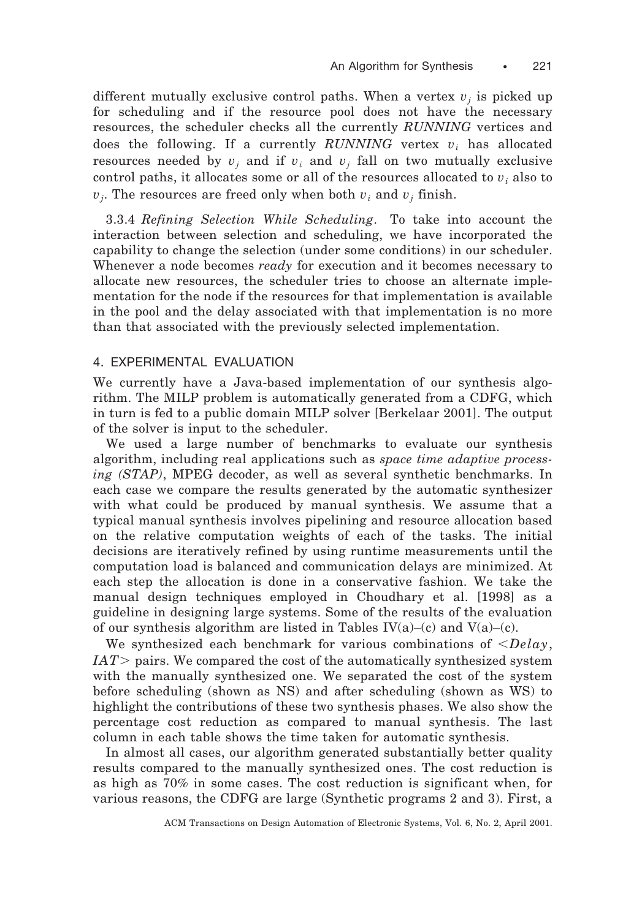different mutually exclusive control paths. When a vertex $v_j$ is picked up for scheduling and if the resource pool does not have the necessary resources, the scheduler checks all the currently *RUNNING* vertices and does the following. If a currently *RUNNING* vertex $v_i$ has allocated resources needed by $v_j$ and if $v_i$ and $v_j$ fall on two mutually exclusive control paths, it allocates some or all of the resources allocated to $v_i$ also to $v_j$. The resources are freed only when both $v_i$ and $v_j$ finish.

3.3.4 *Refining Selection While Scheduling*. To take into account the interaction between selection and scheduling, we have incorporated the capability to change the selection (under some conditions) in our scheduler. Whenever a node becomes *ready* for execution and it becomes necessary to allocate new resources, the scheduler tries to choose an alternate implementation for the node if the resources for that implementation is available in the pool and the delay associated with that implementation is no more than that associated with the previously selected implementation.

## 4. EXPERIMENTAL EVALUATION

We currently have a Java-based implementation of our synthesis algorithm. The MILP problem is automatically generated from a CDFG, which in turn is fed to a public domain MILP solver [Berkelaar 2001]. The output of the solver is input to the scheduler.

We used a large number of benchmarks to evaluate our synthesis algorithm, including real applications such as *space time adaptive processing (STAP)*, MPEG decoder, as well as several synthetic benchmarks. In each case we compare the results generated by the automatic synthesizer with what could be produced by manual synthesis. We assume that a typical manual synthesis involves pipelining and resource allocation based on the relative computation weights of each of the tasks. The initial decisions are iteratively refined by using runtime measurements until the computation load is balanced and communication delays are minimized. At each step the allocation is done in a conservative fashion. We take the manual design techniques employed in Choudhary et al. [1998] as a guideline in designing large systems. Some of the results of the evaluation of our synthesis algorithm are listed in Tables IV(a)–(c) and V(a)–(c).

We synthesized each benchmark for various combinations of <*Delay*, *IAT*> pairs. We compared the cost of the automatically synthesized system with the manually synthesized one. We separated the cost of the system before scheduling (shown as NS) and after scheduling (shown as WS) to highlight the contributions of these two synthesis phases. We also show the percentage cost reduction as compared to manual synthesis. The last column in each table shows the time taken for automatic synthesis.

In almost all cases, our algorithm generated substantially better quality results compared to the manually synthesized ones. The cost reduction is as high as 70% in some cases. The cost reduction is significant when, for various reasons, the CDFG are large (Synthetic programs 2 and 3). First, a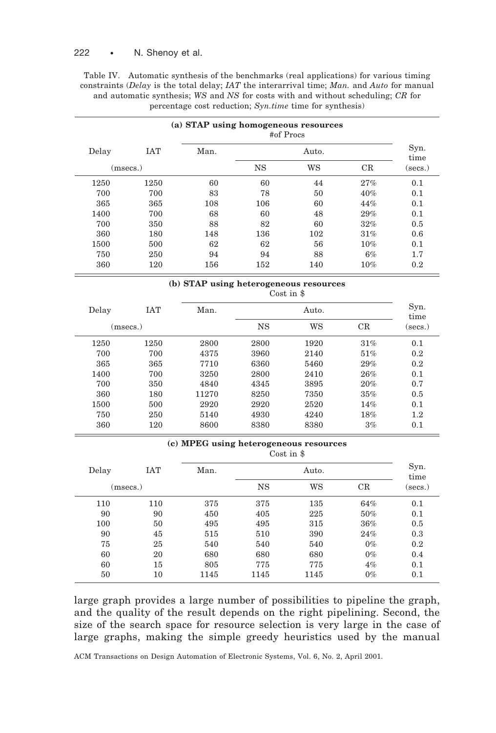Table IV. Automatic synthesis of the benchmarks (real applications) for various timing constraints (*Delay* is the total delay; *IAT* the interarrival time; *Man.* and *Auto* for manual and automatic synthesis; *WS* and *NS* for costs with and without scheduling; *CR* for percentage cost reduction; *Syn.time* time for synthesis)

**(a) STAP using homogeneous resources**

| Delay | IAT | #of Procs | | | | Syn. time |
|---|---|---|---|---|---|---|
| | | Man. | Auto. | | | |
| (msecs.) | | | NS | WS | CR | (secs.) |
| 1250 | 1250 | 60 | 60 | 44 | 27% | 0.1 |
| 700 | 700 | 83 | 78 | 50 | 40% | 0.1 |
| 365 | 365 | 108 | 106 | 60 | 44% | 0.1 |
| 1400 | 700 | 68 | 60 | 48 | 29% | 0.1 |
| 700 | 350 | 88 | 82 | 60 | 32% | 0.5 |
| 360 | 180 | 148 | 136 | 102 | 31% | 0.6 |
| 1500 | 500 | 62 | 62 | 56 | 10% | 0.1 |
| 750 | 250 | 94 | 94 | 88 | 6% | 1.7 |
| 360 | 120 | 156 | 152 | 140 | 10% | 0.2 |

**(b) STAP using heterogeneous resources**

| Delay | IAT | Cost in $ | | | | Syn. time |
|---|---|---|---|---|---|---|
| | | Man. | Auto. | | | |
| (msecs.) | | | NS | WS | CR | (secs.) |
| 1250 | 1250 | 2800 | 2800 | 1920 | 31% | 0.1 |
| 700 | 700 | 4375 | 3960 | 2140 | 51% | 0.2 |
| 365 | 365 | 7710 | 6360 | 5460 | 29% | 0.2 |
| 1400 | 700 | 3250 | 2800 | 2410 | 26% | 0.1 |
| 700 | 350 | 4840 | 4345 | 3895 | 20% | 0.7 |
| 360 | 180 | 11270 | 8250 | 7350 | 35% | 0.5 |
| 1500 | 500 | 2920 | 2920 | 2520 | 14% | 0.1 |
| 750 | 250 | 5140 | 4930 | 4240 | 18% | 1.2 |
| 360 | 120 | 8600 | 8380 | 8380 | 3% | 0.1 |

**(c) MPEG using heterogeneous resources**

| Delay | IAT | Cost in $ | | | | Syn. time |
|---|---|---|---|---|---|---|
| | | Man. | Auto. | | | |
| (msecs.) | | | NS | WS | CR | (secs.) |
| 110 | 110 | 375 | 375 | 135 | 64% | 0.1 |
| 90 | 90 | 450 | 405 | 225 | 50% | 0.1 |
| 100 | 50 | 495 | 495 | 315 | 36% | 0.5 |
| 90 | 45 | 515 | 510 | 390 | 24% | 0.3 |
| 75 | 25 | 540 | 540 | 540 | 0% | 0.2 |
| 60 | 20 | 680 | 680 | 680 | 0% | 0.4 |
| 60 | 15 | 805 | 775 | 775 | 4% | 0.1 |
| 50 | 10 | 1145 | 1145 | 1145 | 0% | 0.1 |

large graph provides a large number of possibilities to pipeline the graph, and the quality of the result depends on the right pipelining. Second, the size of the search space for resource selection is very large in the case of large graphs, making the simple greedy heuristics used by the manual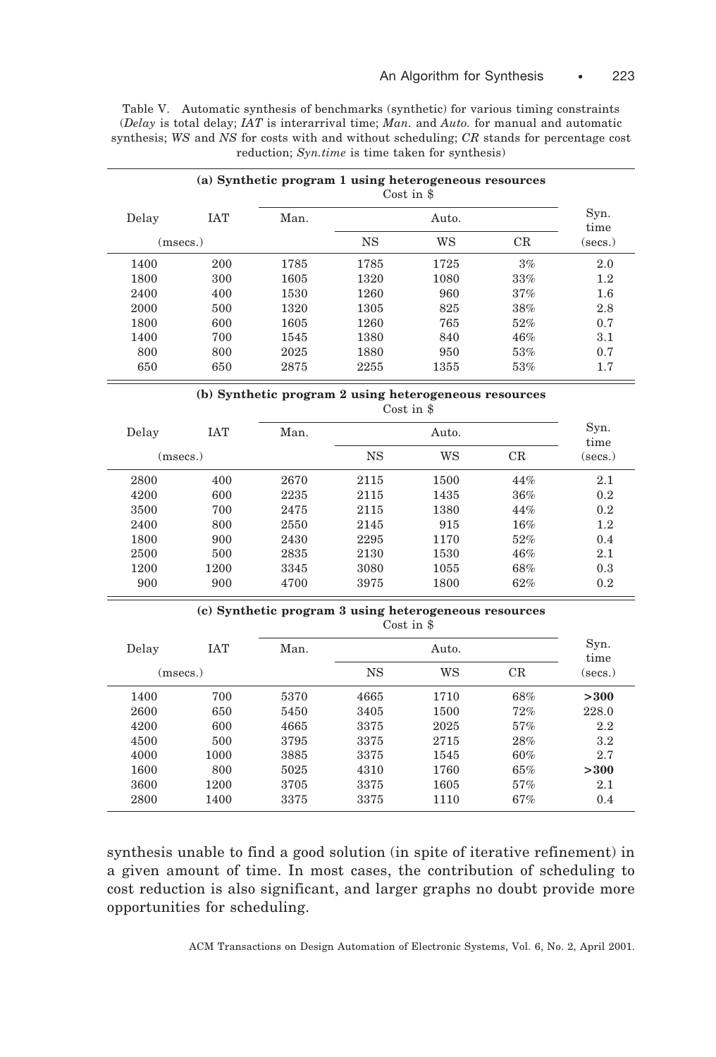Table V. Automatic synthesis of benchmarks (synthetic) for various timing constraints (*Delay* is total delay; *IAT* is interarrival time; *Man.* and *Auto.* for manual and automatic synthesis; *WS* and *NS* for costs with and without scheduling; *CR* stands for percentage cost reduction; *Syn.time* is time taken for synthesis)

**(a) Synthetic program 1 using heterogeneous resources**

| Delay | IAT | Man. | Auto. | | | Syn. time |
|---|---|---|---|---|---|---|
| (msecs.) | | Cost in $ | NS | WS | CR | (secs.) |
| 1400 | 200 | 1785 | 1785 | 1725 | 3% | 2.0 |
| 1800 | 300 | 1605 | 1320 | 1080 | 33% | 1.2 |
| 2400 | 400 | 1530 | 1260 | 960 | 37% | 1.6 |
| 2000 | 500 | 1320 | 1305 | 825 | 38% | 2.8 |
| 1800 | 600 | 1605 | 1260 | 765 | 52% | 0.7 |
| 1400 | 700 | 1545 | 1380 | 840 | 46% | 3.1 |
| 800 | 800 | 2025 | 1880 | 950 | 53% | 0.7 |
| 650 | 650 | 2875 | 2255 | 1355 | 53% | 1.7 |

**(b) Synthetic program 2 using heterogeneous resources**

| Delay | IAT | Man. | Auto. | | | Syn. time |
|---|---|---|---|---|---|---|
| (msecs.) | | Cost in $ | NS | WS | CR | (secs.) |
| 2800 | 400 | 2670 | 2115 | 1500 | 44% | 2.1 |
| 4200 | 600 | 2235 | 2115 | 1435 | 36% | 0.2 |
| 3500 | 700 | 2475 | 2115 | 1380 | 44% | 0.2 |
| 2400 | 800 | 2550 | 2145 | 915 | 16% | 1.2 |
| 1800 | 900 | 2430 | 2295 | 1170 | 52% | 0.4 |
| 2500 | 500 | 2835 | 2130 | 1530 | 46% | 2.1 |
| 1200 | 1200 | 3345 | 3080 | 1055 | 68% | 0.3 |
| 900 | 900 | 4700 | 3975 | 1800 | 62% | 0.2 |

**(c) Synthetic program 3 using heterogeneous resources**

| Delay | IAT | Man. | Auto. | | | Syn. time |
|---|---|---|---|---|---|---|
| (msecs.) | | Cost in $ | NS | WS | CR | (secs.) |
| 1400 | 700 | 5370 | 4665 | 1710 | 68% | **>300** |
| 2600 | 650 | 5450 | 3405 | 1500 | 72% | 228.0 |
| 4200 | 600 | 4665 | 3375 | 2025 | 57% | 2.2 |
| 4500 | 500 | 3795 | 3375 | 2715 | 28% | 3.2 |
| 4000 | 1000 | 3885 | 3375 | 1545 | 60% | 2.7 |
| 1600 | 800 | 5025 | 4310 | 1760 | 65% | **>300** |
| 3600 | 1200 | 3705 | 3375 | 1605 | 57% | 2.1 |
| 2800 | 1400 | 3375 | 3375 | 1110 | 67% | 0.4 |

synthesis unable to find a good solution (in spite of iterative refinement) in a given amount of time. In most cases, the contribution of scheduling to cost reduction is also significant, and larger graphs no doubt provide more opportunities for scheduling.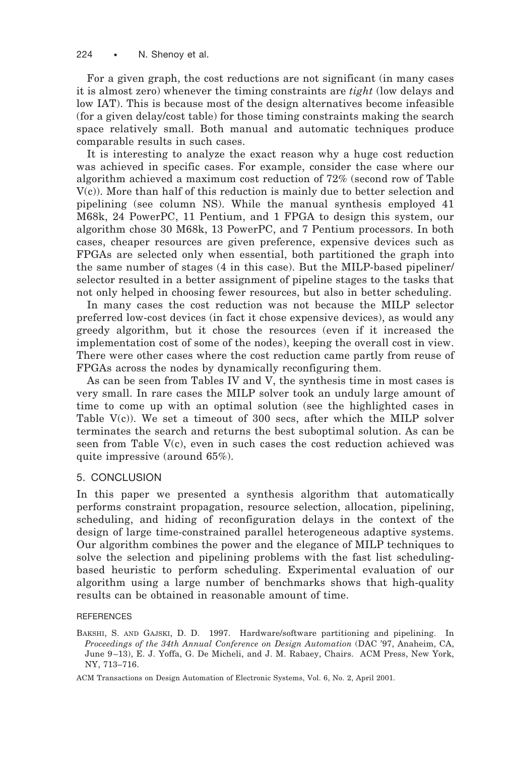For a given graph, the cost reductions are not significant (in many cases it is almost zero) whenever the timing constraints are *tight* (low delays and low IAT). This is because most of the design alternatives become infeasible (for a given delay/cost table) for those timing constraints making the search space relatively small. Both manual and automatic techniques produce comparable results in such cases.

It is interesting to analyze the exact reason why a huge cost reduction was achieved in specific cases. For example, consider the case where our algorithm achieved a maximum cost reduction of 72% (second row of Table V(c)). More than half of this reduction is mainly due to better selection and pipelining (see column NS). While the manual synthesis employed 41 M68k, 24 PowerPC, 11 Pentium, and 1 FPGA to design this system, our algorithm chose 30 M68k, 13 PowerPC, and 7 Pentium processors. In both cases, cheaper resources are given preference, expensive devices such as FPGAs are selected only when essential, both partitioned the graph into the same number of stages (4 in this case). But the MILP-based pipeliner/selector resulted in a better assignment of pipeline stages to the tasks that not only helped in choosing fewer resources, but also in better scheduling.

In many cases the cost reduction was not because the MILP selector preferred low-cost devices (in fact it chose expensive devices), as would any greedy algorithm, but it chose the resources (even if it increased the implementation cost of some of the nodes), keeping the overall cost in view. There were other cases where the cost reduction came partly from reuse of FPGAs across the nodes by dynamically reconfiguring them.

As can be seen from Tables IV and V, the synthesis time in most cases is very small. In rare cases the MILP solver took an unduly large amount of time to come up with an optimal solution (see the highlighted cases in Table V(c)). We set a timeout of 300 secs, after which the MILP solver terminates the search and returns the best suboptimal solution. As can be seen from Table V(c), even in such cases the cost reduction achieved was quite impressive (around 65%).

## 5. CONCLUSION

In this paper we presented a synthesis algorithm that automatically performs constraint propagation, resource selection, allocation, pipelining, scheduling, and hiding of reconfiguration delays in the context of the design of large time-constrained parallel heterogeneous adaptive systems. Our algorithm combines the power and the elegance of MILP techniques to solve the selection and pipelining problems with the fast list scheduling-based heuristic to perform scheduling. Experimental evaluation of our algorithm using a large number of benchmarks shows that high-quality results can be obtained in reasonable amount of time.

### REFERENCES

BAKSHI, S. AND GAJSKI, D. D. 1997. Hardware/software partitioning and pipelining. In *Proceedings of the 34th Annual Conference on Design Automation* (DAC '97, Anaheim, CA, June 9–13), E. J. Yoffa, G. De Micheli, and J. M. Rabaey, Chairs. ACM Press, New York, NY, 713–716.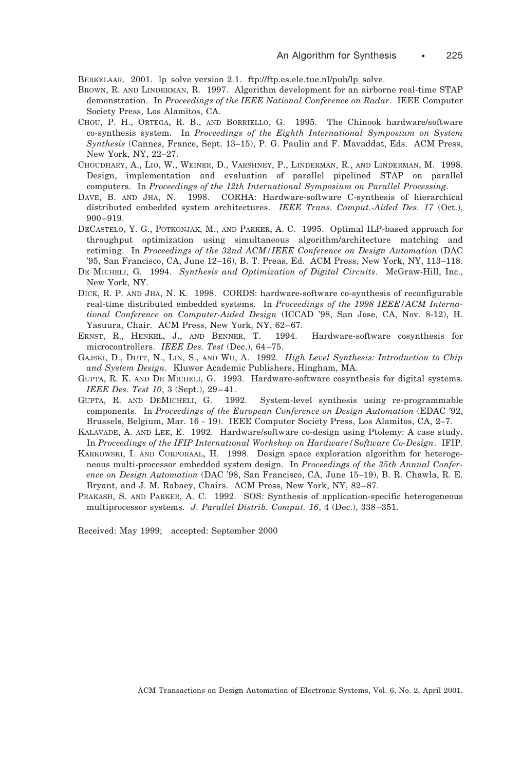BERKELAAR. 2001. lp_solve version 2.1. ftp://ftp.es.ele.tue.nl/pub/lp_solve.

BROWN, R. AND LINDERMAN, R. 1997. Algorithm development for an airborne real-time STAP demonstration. In *Proceedings of the IEEE National Conference on Radar*. IEEE Computer Society Press, Los Alamitos, CA.

CHOU, P. H., ORTEGA, R. B., AND BORRIELLO, G. 1995. The Chinook hardware/software co-synthesis system. In *Proceedings of the Eighth International Symposium on System Synthesis* (Cannes, France, Sept. 13–15), P. G. Paulin and F. Mavaddat, Eds. ACM Press, New York, NY, 22–27.

CHOUDHARY, A., LIO, W., WEINER, D., VARSHNEY, P., LINDERMAN, R., AND LINDERMAN, M. 1998. Design, implementation and evaluation of parallel pipelined STAP on parallel computers. In *Proceedings of the 12th International Symposium on Parallel Processing*.

DAVE, B. AND JHA, N. 1998. CORHA: Hardware-software C-synthesis of hierarchical distributed embedded system architectures. *IEEE Trans. Comput.-Aided Des. 17* (Oct.), 900–919.

DECASTELO, Y. G., POTKONJAK, M., AND PARKER, A. C. 1995. Optimal ILP-based approach for throughput optimization using simultaneous algorithm/architecture matching and retiming. In *Proceedings of the 32nd ACM/IEEE Conference on Design Automation* (DAC '95, San Francisco, CA, June 12–16), B. T. Preas, Ed. ACM Press, New York, NY, 113–118.

DE MICHELI, G. 1994. *Synthesis and Optimization of Digital Circuits*. McGraw-Hill, Inc., New York, NY.

DICK, R. P. AND JHA, N. K. 1998. CORDS: hardware-software co-synthesis of reconfigurable real-time distributed embedded systems. In *Proceedings of the 1998 IEEE/ACM International Conference on Computer-Aided Design* (ICCAD '98, San Jose, CA, Nov. 8-12), H. Yasuura, Chair. ACM Press, New York, NY, 62–67.

ERNST, R., HENKEL, J., AND BENNER, T. 1994. Hardware-software cosynthesis for microcontrollers. *IEEE Des. Test* (Dec.), 64–75.

GAJSKI, D., DUTT, N., LIN, S., AND WU, A. 1992. *High Level Synthesis: Introduction to Chip and System Design*. Kluwer Academic Publishers, Hingham, MA.

GUPTA, R. K. AND DE MICHELI, G. 1993. Hardware-software cosynthesis for digital systems. *IEEE Des. Test 10*, 3 (Sept.), 29–41.

GUPTA, R. AND DEMICHELI, G. 1992. System-level synthesis using re-programmable components. In *Proceedings of the European Conference on Design Automation* (EDAC '92, Brussels, Belgium, Mar. 16 - 19). IEEE Computer Society Press, Los Alamitos, CA, 2–7.

KALAVADE, A. AND LEE, E. 1992. Hardware/software co-design using Ptolemy: A case study. In *Proceedings of the IFIP International Workshop on Hardware/Software Co-Design*. IFIP.

KARKOWSKI, I. AND CORPORAAL, H. 1998. Design space exploration algorithm for heterogeneous multi-processor embedded system design. In *Proceedings of the 35th Annual Conference on Design Automation* (DAC '98, San Francisco, CA, June 15–19), B. R. Chawla, R. E. Bryant, and J. M. Rabaey, Chairs. ACM Press, New York, NY, 82–87.

PRAKASH, S. AND PARKER, A. C. 1992. SOS: Synthesis of application-specific heterogeneous multiprocessor systems. *J. Parallel Distrib. Comput. 16*, 4 (Dec.), 338–351.

Received: May 1999; accepted: September 2000